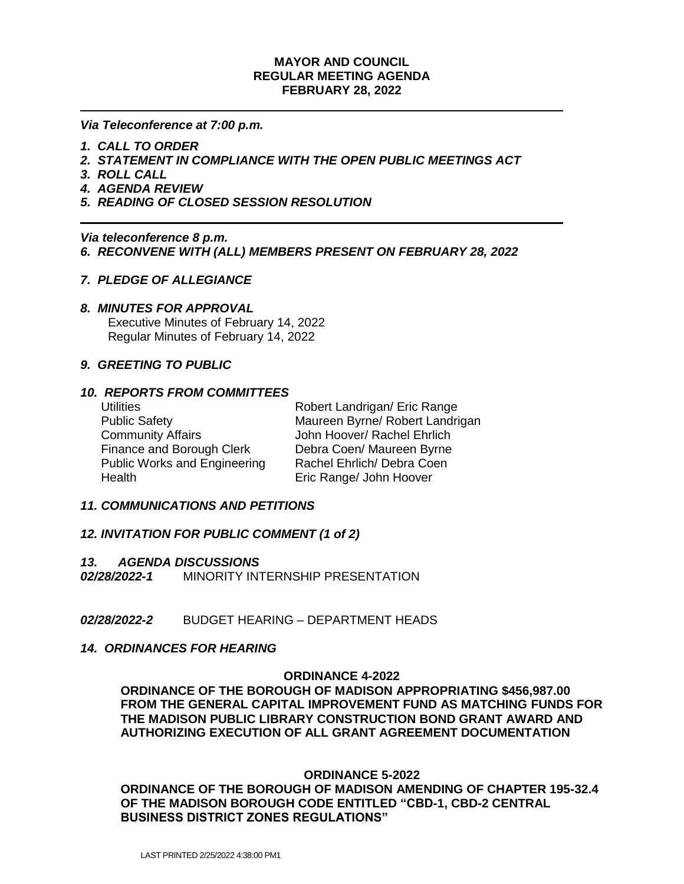**MAYOR AND COUNCIL**
**REGULAR MEETING AGENDA**
**FEBRUARY 28, 2022**

---

***Via Teleconference at 7:00 p.m.***

1. ***CALL TO ORDER***
2. ***STATEMENT IN COMPLIANCE WITH THE OPEN PUBLIC MEETINGS ACT***
3. ***ROLL CALL***
4. ***AGENDA REVIEW***
5. ***READING OF CLOSED SESSION RESOLUTION***

---

***Via teleconference 8 p.m.***

6. ***RECONVENE WITH (ALL) MEMBERS PRESENT ON FEBRUARY 28, 2022***

7. ***PLEDGE OF ALLEGIANCE***

8. ***MINUTES FOR APPROVAL***
   Executive Minutes of February 14, 2022
   Regular Minutes of February 14, 2022

9. ***GREETING TO PUBLIC***

10. ***REPORTS FROM COMMITTEES***

| | |
|---|---|
| Utilities | Robert Landrigan/ Eric Range |
| Public Safety | Maureen Byrne/ Robert Landrigan |
| Community Affairs | John Hoover/ Rachel Ehrlich |
| Finance and Borough Clerk | Debra Coen/ Maureen Byrne |
| Public Works and Engineering | Rachel Ehrlich/ Debra Coen |
| Health | Eric Range/ John Hoover |

11. ***COMMUNICATIONS AND PETITIONS***

12. ***INVITATION FOR PUBLIC COMMENT (1 of 2)***

13. ***AGENDA DISCUSSIONS***

***02/28/2022-1*** MINORITY INTERNSHIP PRESENTATION

***02/28/2022-2*** BUDGET HEARING – DEPARTMENT HEADS

14. ***ORDINANCES FOR HEARING***

**ORDINANCE 4-2022**

**ORDINANCE OF THE BOROUGH OF MADISON APPROPRIATING $456,987.00 FROM THE GENERAL CAPITAL IMPROVEMENT FUND AS MATCHING FUNDS FOR THE MADISON PUBLIC LIBRARY CONSTRUCTION BOND GRANT AWARD AND AUTHORIZING EXECUTION OF ALL GRANT AGREEMENT DOCUMENTATION**

**ORDINANCE 5-2022**

**ORDINANCE OF THE BOROUGH OF MADISON AMENDING OF CHAPTER 195-32.4 OF THE MADISON BOROUGH CODE ENTITLED "CBD-1, CBD-2 CENTRAL BUSINESS DISTRICT ZONES REGULATIONS"**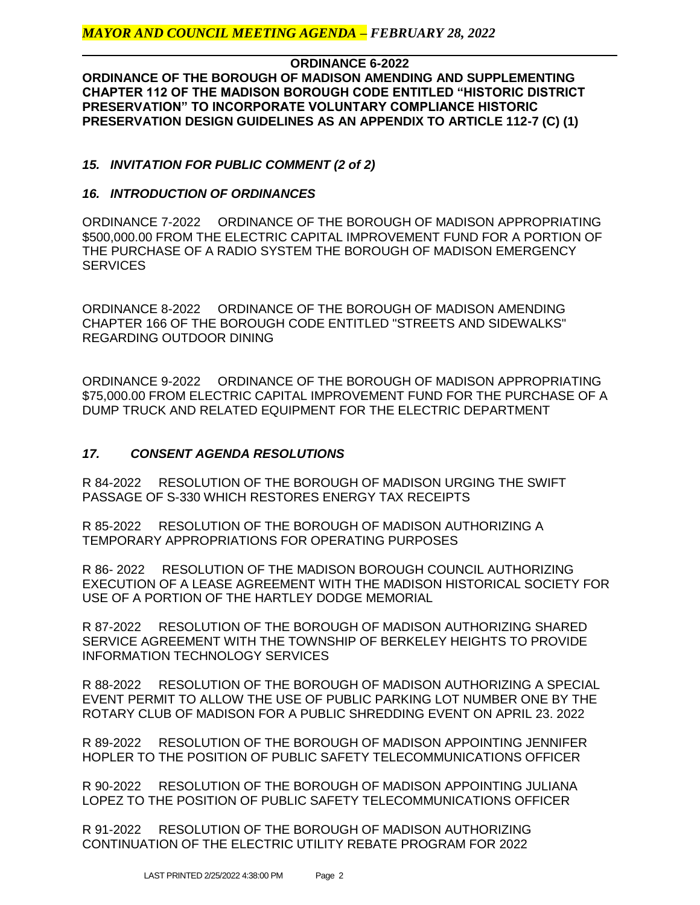**ORDINANCE 6-2022**

**ORDINANCE OF THE BOROUGH OF MADISON AMENDING AND SUPPLEMENTING CHAPTER 112 OF THE MADISON BOROUGH CODE ENTITLED "HISTORIC DISTRICT PRESERVATION" TO INCORPORATE VOLUNTARY COMPLIANCE HISTORIC PRESERVATION DESIGN GUIDELINES AS AN APPENDIX TO ARTICLE 112-7 (C) (1)**

### *15. INVITATION FOR PUBLIC COMMENT (2 of 2)*

### *16. INTRODUCTION OF ORDINANCES*

ORDINANCE 7-2022 ORDINANCE OF THE BOROUGH OF MADISON APPROPRIATING $500,000.00 FROM THE ELECTRIC CAPITAL IMPROVEMENT FUND FOR A PORTION OF THE PURCHASE OF A RADIO SYSTEM THE BOROUGH OF MADISON EMERGENCY SERVICES

ORDINANCE 8-2022 ORDINANCE OF THE BOROUGH OF MADISON AMENDING CHAPTER 166 OF THE BOROUGH CODE ENTITLED "STREETS AND SIDEWALKS" REGARDING OUTDOOR DINING

ORDINANCE 9-2022 ORDINANCE OF THE BOROUGH OF MADISON APPROPRIATING $75,000.00 FROM ELECTRIC CAPITAL IMPROVEMENT FUND FOR THE PURCHASE OF A DUMP TRUCK AND RELATED EQUIPMENT FOR THE ELECTRIC DEPARTMENT

### *17. CONSENT AGENDA RESOLUTIONS*

R 84-2022 RESOLUTION OF THE BOROUGH OF MADISON URGING THE SWIFT PASSAGE OF S-330 WHICH RESTORES ENERGY TAX RECEIPTS

R 85-2022 RESOLUTION OF THE BOROUGH OF MADISON AUTHORIZING A TEMPORARY APPROPRIATIONS FOR OPERATING PURPOSES

R 86- 2022 RESOLUTION OF THE MADISON BOROUGH COUNCIL AUTHORIZING EXECUTION OF A LEASE AGREEMENT WITH THE MADISON HISTORICAL SOCIETY FOR USE OF A PORTION OF THE HARTLEY DODGE MEMORIAL

R 87-2022 RESOLUTION OF THE BOROUGH OF MADISON AUTHORIZING SHARED SERVICE AGREEMENT WITH THE TOWNSHIP OF BERKELEY HEIGHTS TO PROVIDE INFORMATION TECHNOLOGY SERVICES

R 88-2022 RESOLUTION OF THE BOROUGH OF MADISON AUTHORIZING A SPECIAL EVENT PERMIT TO ALLOW THE USE OF PUBLIC PARKING LOT NUMBER ONE BY THE ROTARY CLUB OF MADISON FOR A PUBLIC SHREDDING EVENT ON APRIL 23. 2022

R 89-2022 RESOLUTION OF THE BOROUGH OF MADISON APPOINTING JENNIFER HOPLER TO THE POSITION OF PUBLIC SAFETY TELECOMMUNICATIONS OFFICER

R 90-2022 RESOLUTION OF THE BOROUGH OF MADISON APPOINTING JULIANA LOPEZ TO THE POSITION OF PUBLIC SAFETY TELECOMMUNICATIONS OFFICER

R 91-2022 RESOLUTION OF THE BOROUGH OF MADISON AUTHORIZING CONTINUATION OF THE ELECTRIC UTILITY REBATE PROGRAM FOR 2022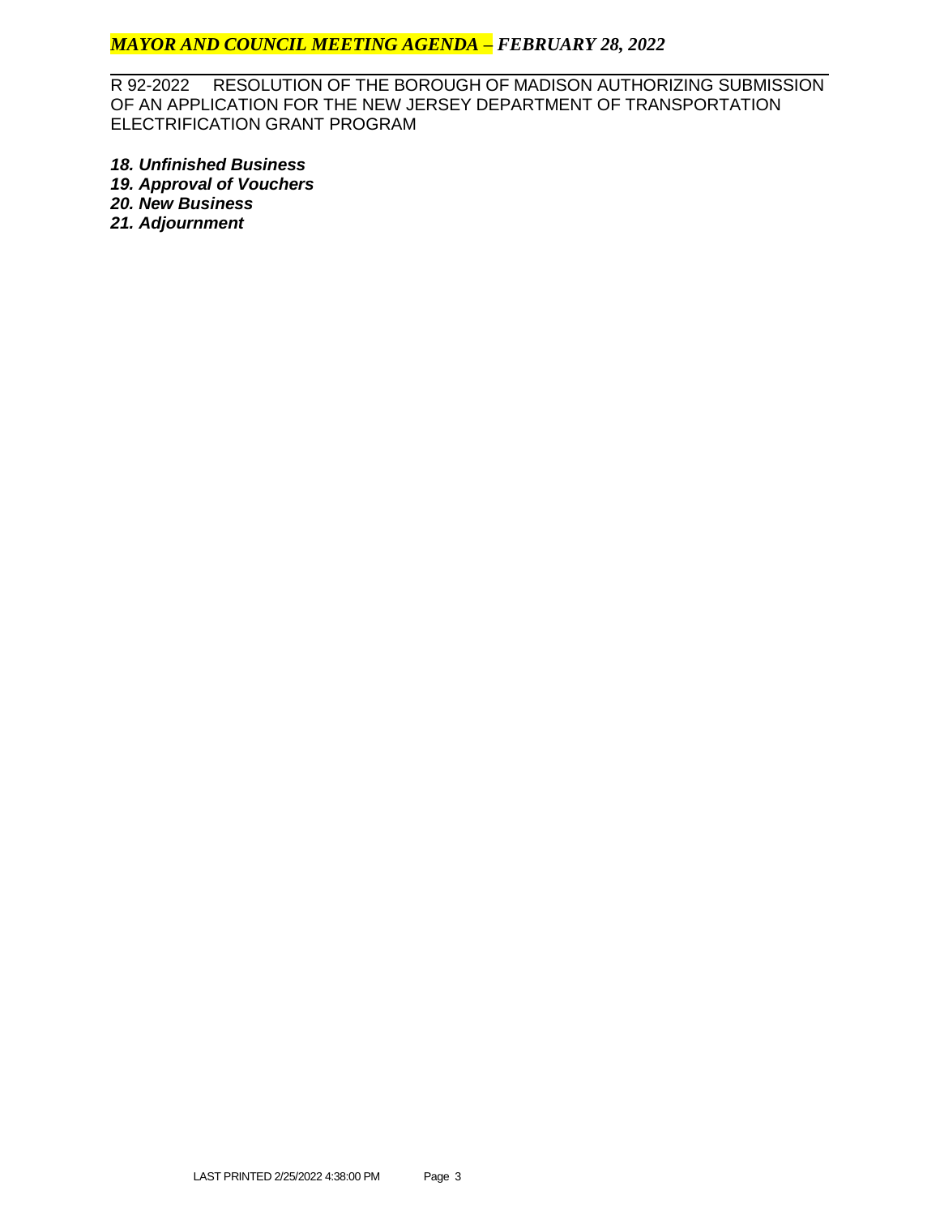R 92-2022 RESOLUTION OF THE BOROUGH OF MADISON AUTHORIZING SUBMISSION OF AN APPLICATION FOR THE NEW JERSEY DEPARTMENT OF TRANSPORTATION ELECTRIFICATION GRANT PROGRAM

***18. Unfinished Business***

***19. Approval of Vouchers***

***20. New Business***

***21. Adjournment***